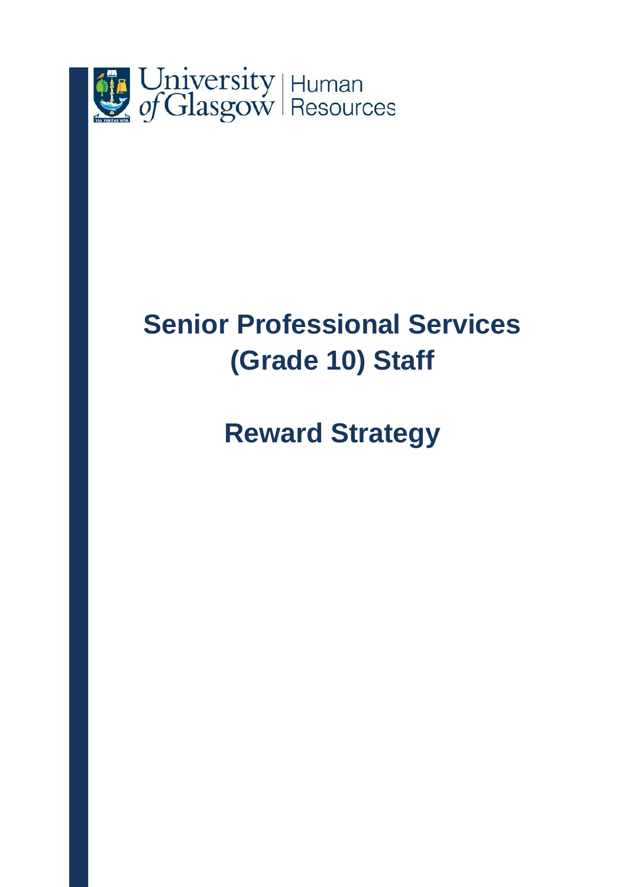University of Glasgow | Human Resources

# Senior Professional Services (Grade 10) Staff

# Reward Strategy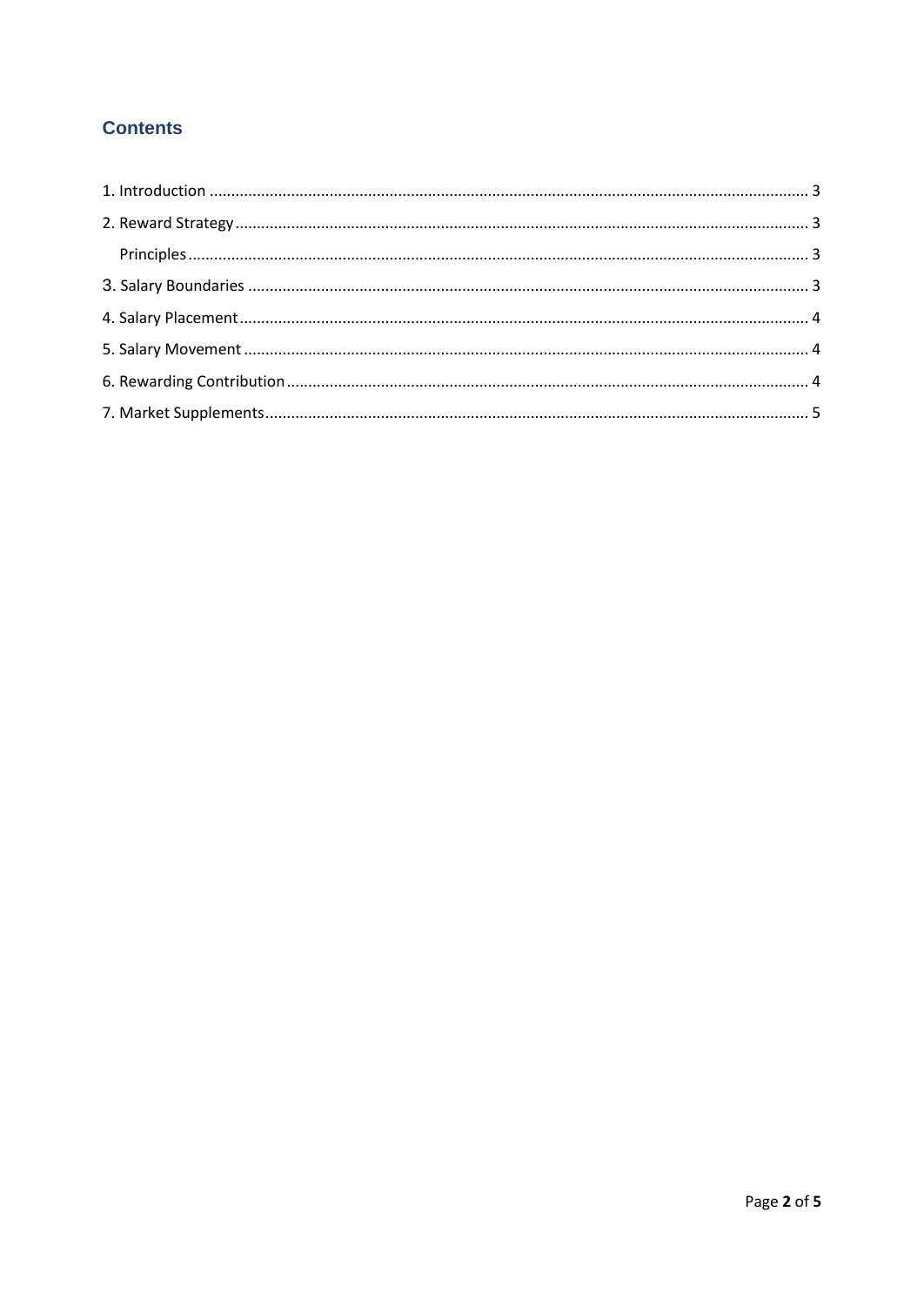## Contents

1. Introduction ........................................................................................................................................ 3
2. Reward Strategy .................................................................................................................................. 3
    Principles ............................................................................................................................................ 3
3. Salary Boundaries ............................................................................................................................... 3
4. Salary Placement ................................................................................................................................. 4
5. Salary Movement ................................................................................................................................ 4
6. Rewarding Contribution ...................................................................................................................... 4
7. Market Supplements ........................................................................................................................... 5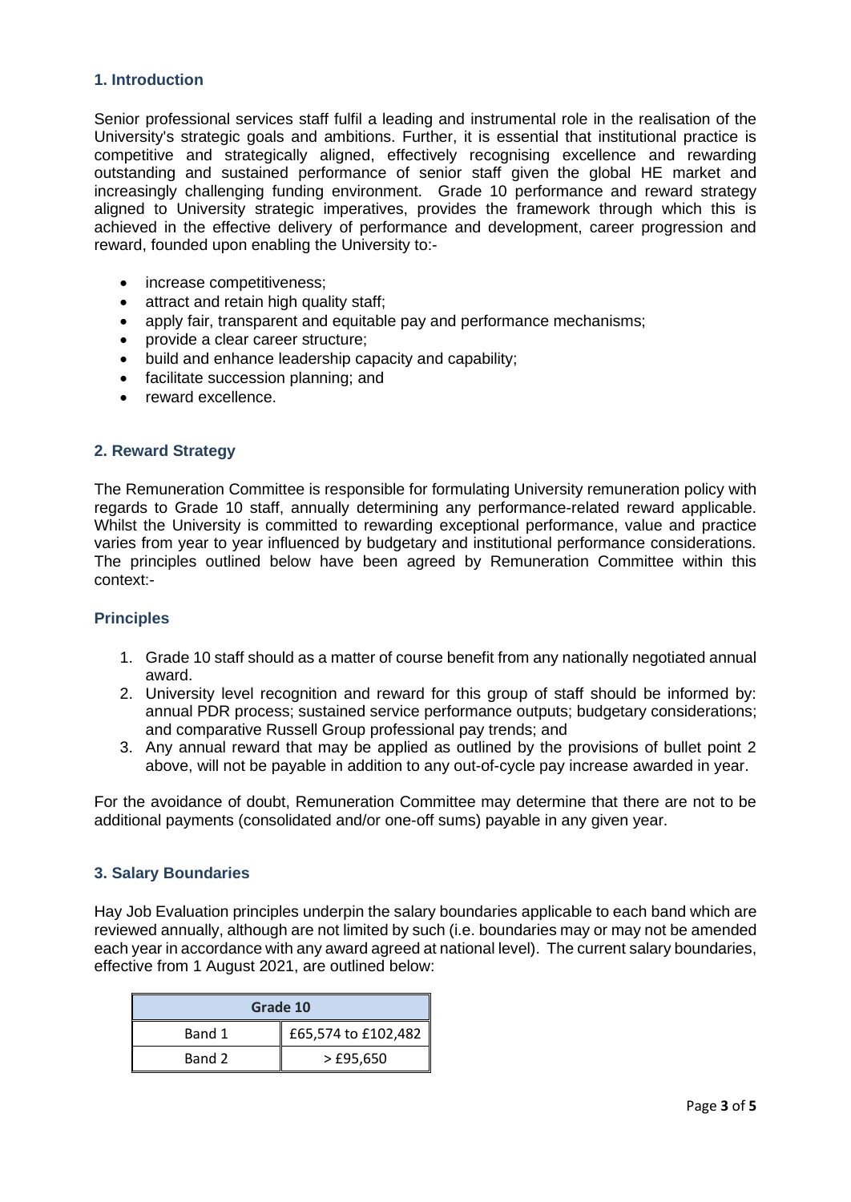## 1. Introduction

Senior professional services staff fulfil a leading and instrumental role in the realisation of the University's strategic goals and ambitions. Further, it is essential that institutional practice is competitive and strategically aligned, effectively recognising excellence and rewarding outstanding and sustained performance of senior staff given the global HE market and increasingly challenging funding environment. Grade 10 performance and reward strategy aligned to University strategic imperatives, provides the framework through which this is achieved in the effective delivery of performance and development, career progression and reward, founded upon enabling the University to:-

- increase competitiveness;
- attract and retain high quality staff;
- apply fair, transparent and equitable pay and performance mechanisms;
- provide a clear career structure;
- build and enhance leadership capacity and capability;
- facilitate succession planning; and
- reward excellence.

## 2. Reward Strategy

The Remuneration Committee is responsible for formulating University remuneration policy with regards to Grade 10 staff, annually determining any performance-related reward applicable. Whilst the University is committed to rewarding exceptional performance, value and practice varies from year to year influenced by budgetary and institutional performance considerations. The principles outlined below have been agreed by Remuneration Committee within this context:-

### Principles

1. Grade 10 staff should as a matter of course benefit from any nationally negotiated annual award.
2. University level recognition and reward for this group of staff should be informed by: annual PDR process; sustained service performance outputs; budgetary considerations; and comparative Russell Group professional pay trends; and
3. Any annual reward that may be applied as outlined by the provisions of bullet point 2 above, will not be payable in addition to any out-of-cycle pay increase awarded in year.

For the avoidance of doubt, Remuneration Committee may determine that there are not to be additional payments (consolidated and/or one-off sums) payable in any given year.

## 3. Salary Boundaries

Hay Job Evaluation principles underpin the salary boundaries applicable to each band which are reviewed annually, although are not limited by such (i.e. boundaries may or may not be amended each year in accordance with any award agreed at national level). The current salary boundaries, effective from 1 August 2021, are outlined below:

| Grade 10 | |
|---|---|
| Band 1 | £65,574 to £102,482 |
| Band 2 | > £95,650 |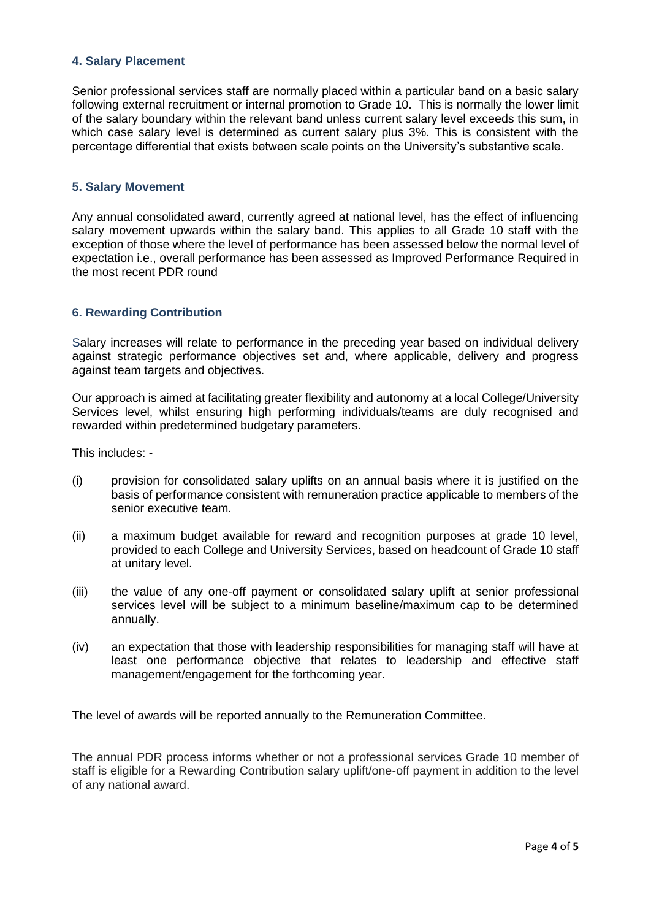## 4. Salary Placement

Senior professional services staff are normally placed within a particular band on a basic salary following external recruitment or internal promotion to Grade 10. This is normally the lower limit of the salary boundary within the relevant band unless current salary level exceeds this sum, in which case salary level is determined as current salary plus 3%. This is consistent with the percentage differential that exists between scale points on the University's substantive scale.

## 5. Salary Movement

Any annual consolidated award, currently agreed at national level, has the effect of influencing salary movement upwards within the salary band. This applies to all Grade 10 staff with the exception of those where the level of performance has been assessed below the normal level of expectation i.e., overall performance has been assessed as Improved Performance Required in the most recent PDR round

## 6. Rewarding Contribution

Salary increases will relate to performance in the preceding year based on individual delivery against strategic performance objectives set and, where applicable, delivery and progress against team targets and objectives.

Our approach is aimed at facilitating greater flexibility and autonomy at a local College/University Services level, whilst ensuring high performing individuals/teams are duly recognised and rewarded within predetermined budgetary parameters.

This includes: -

(i) provision for consolidated salary uplifts on an annual basis where it is justified on the basis of performance consistent with remuneration practice applicable to members of the senior executive team.

(ii) a maximum budget available for reward and recognition purposes at grade 10 level, provided to each College and University Services, based on headcount of Grade 10 staff at unitary level.

(iii) the value of any one-off payment or consolidated salary uplift at senior professional services level will be subject to a minimum baseline/maximum cap to be determined annually.

(iv) an expectation that those with leadership responsibilities for managing staff will have at least one performance objective that relates to leadership and effective staff management/engagement for the forthcoming year.

The level of awards will be reported annually to the Remuneration Committee.

The annual PDR process informs whether or not a professional services Grade 10 member of staff is eligible for a Rewarding Contribution salary uplift/one-off payment in addition to the level of any national award.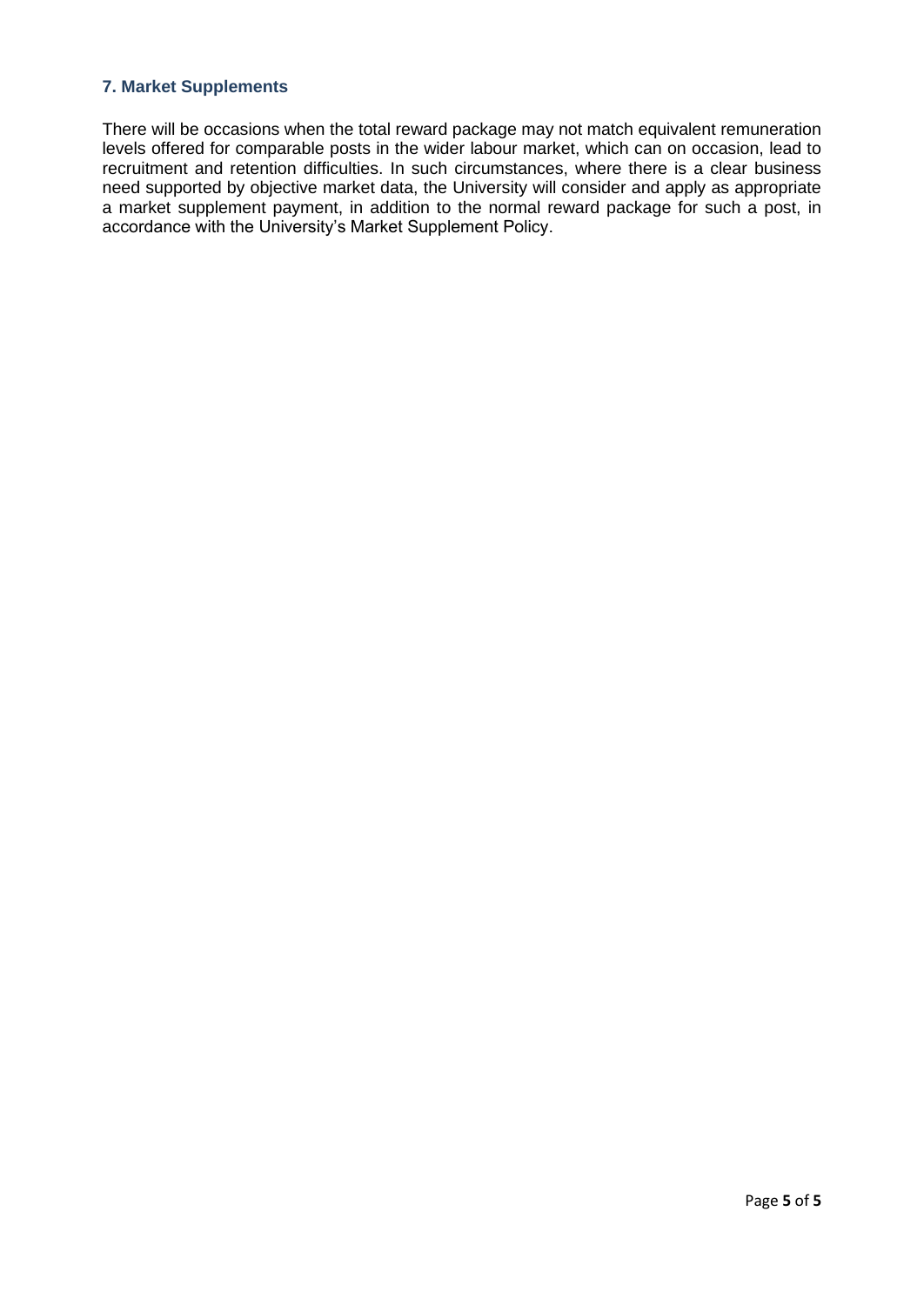## 7. Market Supplements

There will be occasions when the total reward package may not match equivalent remuneration levels offered for comparable posts in the wider labour market, which can on occasion, lead to recruitment and retention difficulties. In such circumstances, where there is a clear business need supported by objective market data, the University will consider and apply as appropriate a market supplement payment, in addition to the normal reward package for such a post, in accordance with the University's Market Supplement Policy.